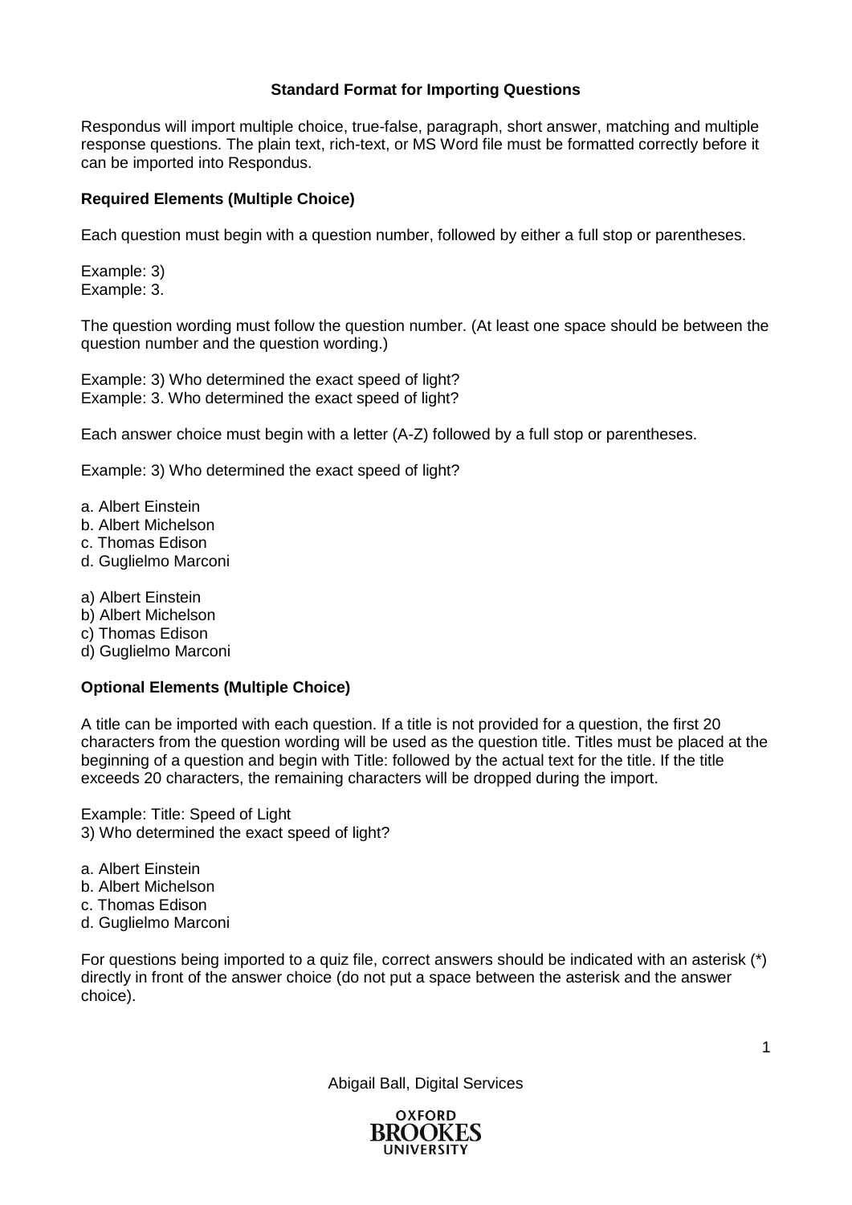**Standard Format for Importing Questions**

Respondus will import multiple choice, true-false, paragraph, short answer, matching and multiple response questions. The plain text, rich-text, or MS Word file must be formatted correctly before it can be imported into Respondus.

**Required Elements (Multiple Choice)**

Each question must begin with a question number, followed by either a full stop or parentheses.

Example: 3)
Example: 3.

The question wording must follow the question number. (At least one space should be between the question number and the question wording.)

Example: 3) Who determined the exact speed of light?
Example: 3. Who determined the exact speed of light?

Each answer choice must begin with a letter (A-Z) followed by a full stop or parentheses.

Example: 3) Who determined the exact speed of light?

a. Albert Einstein
b. Albert Michelson
c. Thomas Edison
d. Guglielmo Marconi

a) Albert Einstein
b) Albert Michelson
c) Thomas Edison
d) Guglielmo Marconi

**Optional Elements (Multiple Choice)**

A title can be imported with each question. If a title is not provided for a question, the first 20 characters from the question wording will be used as the question title. Titles must be placed at the beginning of a question and begin with Title: followed by the actual text for the title. If the title exceeds 20 characters, the remaining characters will be dropped during the import.

Example: Title: Speed of Light
3) Who determined the exact speed of light?

a. Albert Einstein
b. Albert Michelson
c. Thomas Edison
d. Guglielmo Marconi

For questions being imported to a quiz file, correct answers should be indicated with an asterisk (*) directly in front of the answer choice (do not put a space between the asterisk and the answer choice).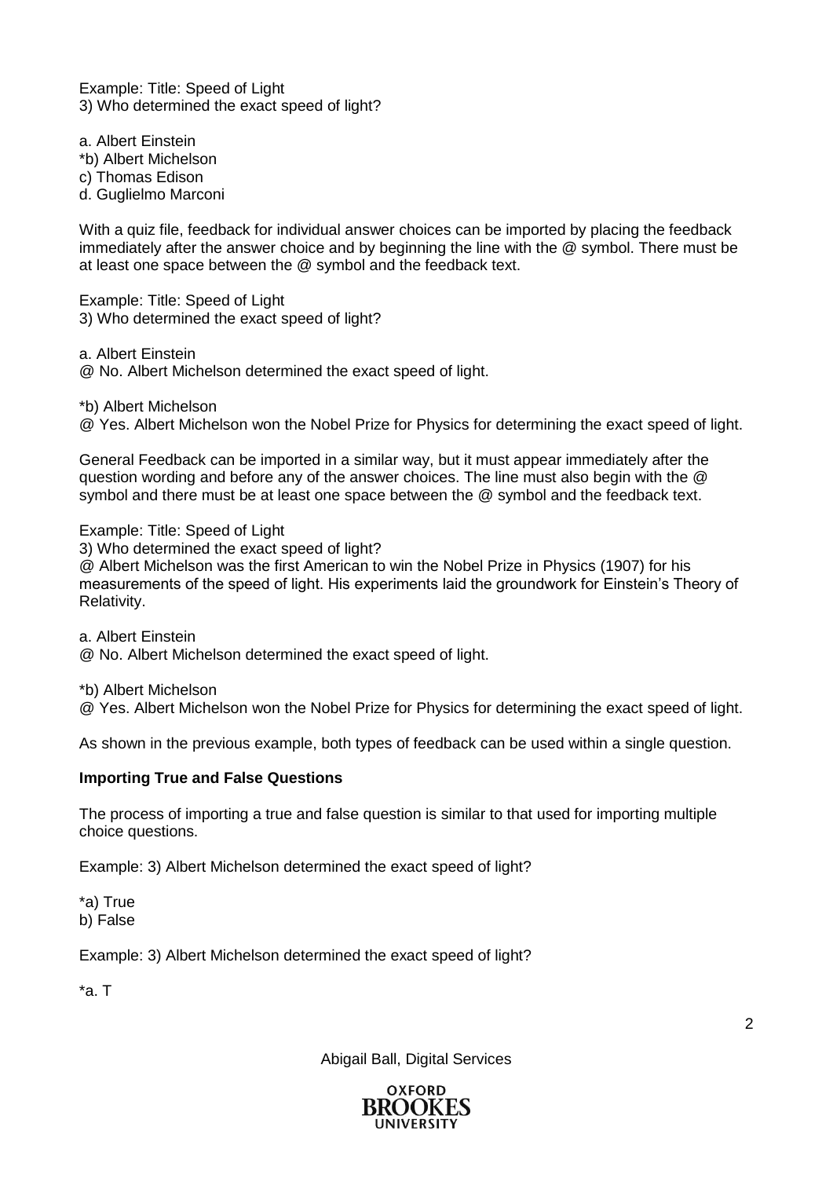Example: Title: Speed of Light
3) Who determined the exact speed of light?

a. Albert Einstein
*b) Albert Michelson
c) Thomas Edison
d. Guglielmo Marconi

With a quiz file, feedback for individual answer choices can be imported by placing the feedback immediately after the answer choice and by beginning the line with the @ symbol. There must be at least one space between the @ symbol and the feedback text.

Example: Title: Speed of Light
3) Who determined the exact speed of light?

a. Albert Einstein
@ No. Albert Michelson determined the exact speed of light.

*b) Albert Michelson
@ Yes. Albert Michelson won the Nobel Prize for Physics for determining the exact speed of light.

General Feedback can be imported in a similar way, but it must appear immediately after the question wording and before any of the answer choices. The line must also begin with the @ symbol and there must be at least one space between the @ symbol and the feedback text.

Example: Title: Speed of Light
3) Who determined the exact speed of light?
@ Albert Michelson was the first American to win the Nobel Prize in Physics (1907) for his measurements of the speed of light. His experiments laid the groundwork for Einstein's Theory of Relativity.

a. Albert Einstein
@ No. Albert Michelson determined the exact speed of light.

*b) Albert Michelson
@ Yes. Albert Michelson won the Nobel Prize for Physics for determining the exact speed of light.

As shown in the previous example, both types of feedback can be used within a single question.

**Importing True and False Questions**

The process of importing a true and false question is similar to that used for importing multiple choice questions.

Example: 3) Albert Michelson determined the exact speed of light?

*a) True
b) False

Example: 3) Albert Michelson determined the exact speed of light?

*a. T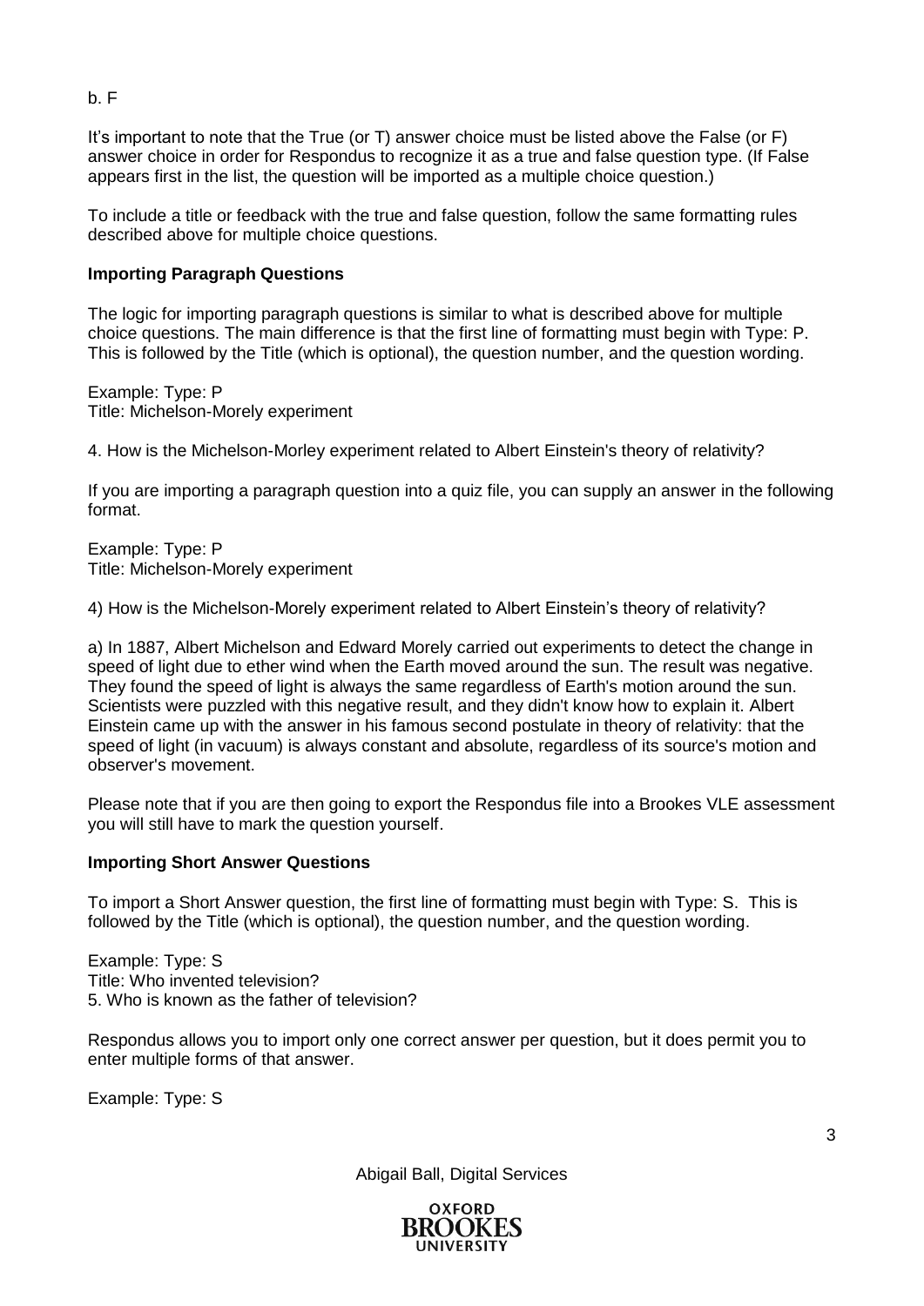b. F

It's important to note that the True (or T) answer choice must be listed above the False (or F) answer choice in order for Respondus to recognize it as a true and false question type. (If False appears first in the list, the question will be imported as a multiple choice question.)

To include a title or feedback with the true and false question, follow the same formatting rules described above for multiple choice questions.

**Importing Paragraph Questions**

The logic for importing paragraph questions is similar to what is described above for multiple choice questions. The main difference is that the first line of formatting must begin with Type: P. This is followed by the Title (which is optional), the question number, and the question wording.

Example: Type: P
Title: Michelson-Morely experiment

4. How is the Michelson-Morley experiment related to Albert Einstein's theory of relativity?

If you are importing a paragraph question into a quiz file, you can supply an answer in the following format.

Example: Type: P
Title: Michelson-Morely experiment

4) How is the Michelson-Morely experiment related to Albert Einstein's theory of relativity?

a) In 1887, Albert Michelson and Edward Morely carried out experiments to detect the change in speed of light due to ether wind when the Earth moved around the sun. The result was negative. They found the speed of light is always the same regardless of Earth's motion around the sun. Scientists were puzzled with this negative result, and they didn't know how to explain it. Albert Einstein came up with the answer in his famous second postulate in theory of relativity: that the speed of light (in vacuum) is always constant and absolute, regardless of its source's motion and observer's movement.

Please note that if you are then going to export the Respondus file into a Brookes VLE assessment you will still have to mark the question yourself.

**Importing Short Answer Questions**

To import a Short Answer question, the first line of formatting must begin with Type: S. This is followed by the Title (which is optional), the question number, and the question wording.

Example: Type: S
Title: Who invented television?
5. Who is known as the father of television?

Respondus allows you to import only one correct answer per question, but it does permit you to enter multiple forms of that answer.

Example: Type: S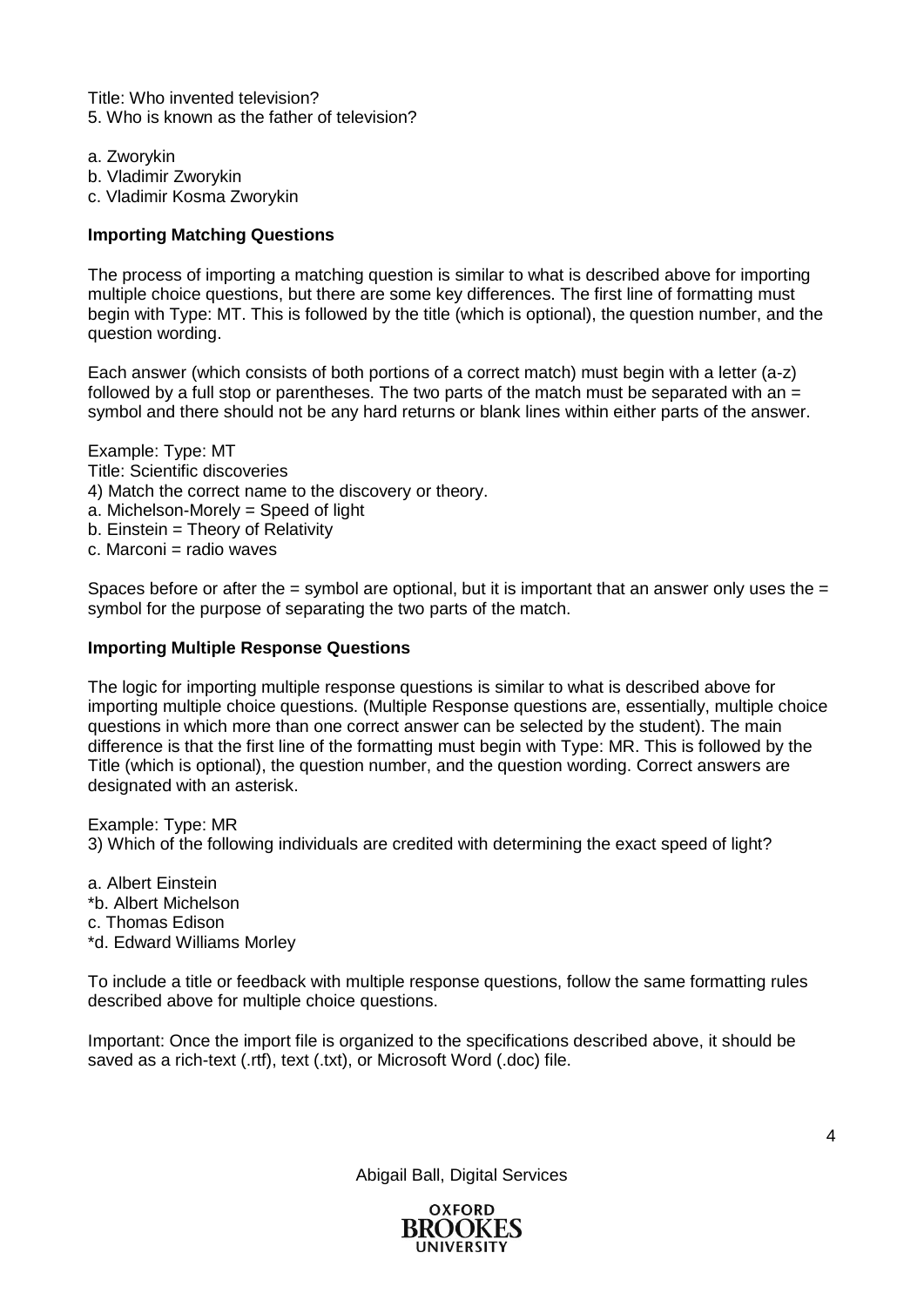Title: Who invented television?
5. Who is known as the father of television?

a. Zworykin
b. Vladimir Zworykin
c. Vladimir Kosma Zworykin

**Importing Matching Questions**

The process of importing a matching question is similar to what is described above for importing multiple choice questions, but there are some key differences. The first line of formatting must begin with Type: MT. This is followed by the title (which is optional), the question number, and the question wording.

Each answer (which consists of both portions of a correct match) must begin with a letter (a-z) followed by a full stop or parentheses. The two parts of the match must be separated with an = symbol and there should not be any hard returns or blank lines within either parts of the answer.

Example: Type: MT
Title: Scientific discoveries
4) Match the correct name to the discovery or theory.
a. Michelson-Morely = Speed of light
b. Einstein = Theory of Relativity
c. Marconi = radio waves

Spaces before or after the = symbol are optional, but it is important that an answer only uses the = symbol for the purpose of separating the two parts of the match.

**Importing Multiple Response Questions**

The logic for importing multiple response questions is similar to what is described above for importing multiple choice questions. (Multiple Response questions are, essentially, multiple choice questions in which more than one correct answer can be selected by the student). The main difference is that the first line of the formatting must begin with Type: MR. This is followed by the Title (which is optional), the question number, and the question wording. Correct answers are designated with an asterisk.

Example: Type: MR
3) Which of the following individuals are credited with determining the exact speed of light?

a. Albert Einstein
*b. Albert Michelson
c. Thomas Edison
*d. Edward Williams Morley

To include a title or feedback with multiple response questions, follow the same formatting rules described above for multiple choice questions.

Important: Once the import file is organized to the specifications described above, it should be saved as a rich-text (.rtf), text (.txt), or Microsoft Word (.doc) file.